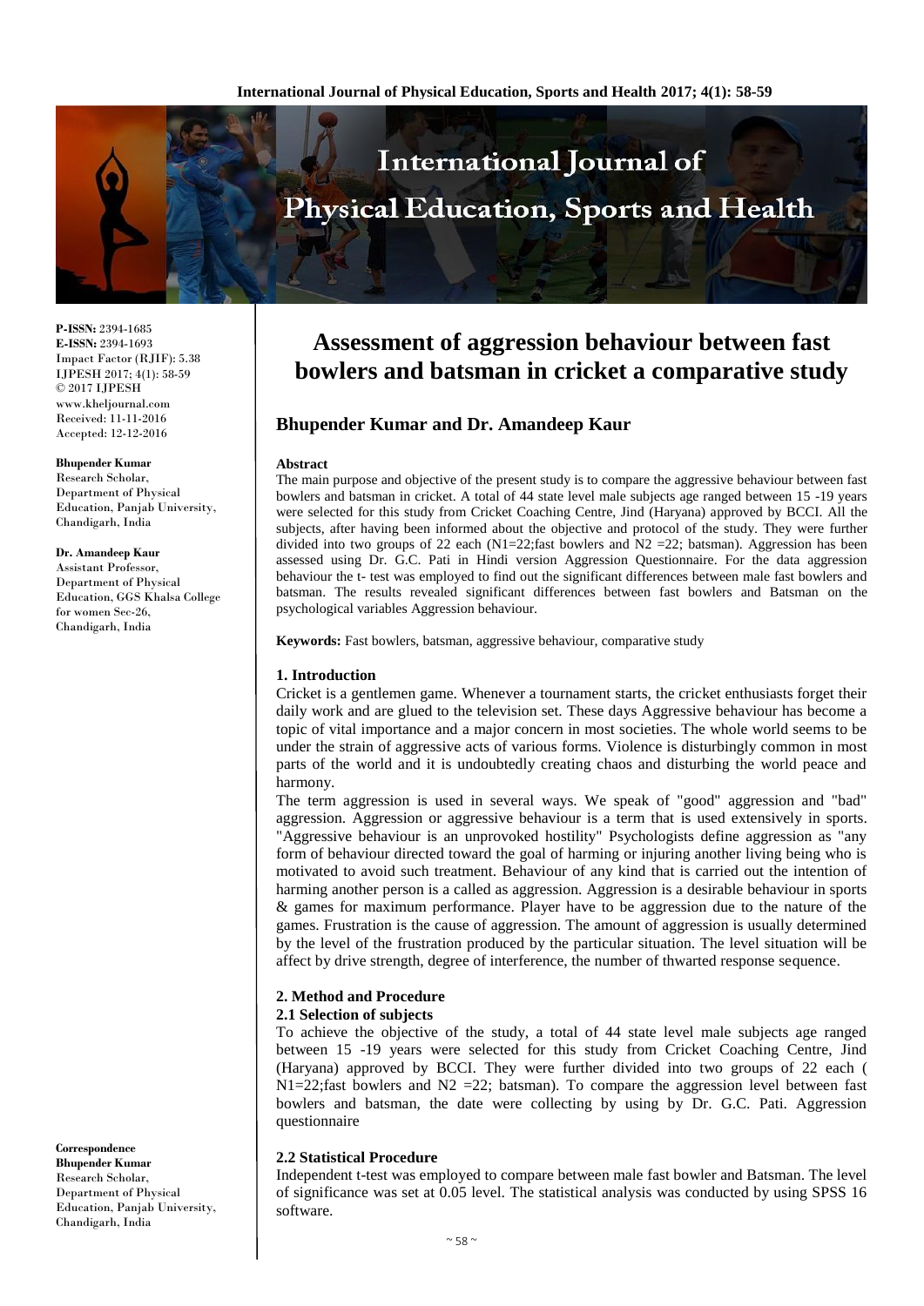# Assessment of aggression behaviour between fast bowlers and batsman in cricket a comparative study

**Bhupender Kumar and Dr. Amandeep Kaur**

P-ISSN: 2394-1685
E-ISSN: 2394-1693
Impact Factor (RJIF): 5.38
IJPESH 2017; 4(1): 58-59
© 2017 IJPESH
www.kheljournal.com
Received: 11-11-2016
Accepted: 12-12-2016

**Bhupender Kumar**
Research Scholar, Department of Physical Education, Panjab University, Chandigarh, India

**Dr. Amandeep Kaur**
Assistant Professor, Department of Physical Education, GGS Khalsa College for women Sec-26, Chandigarh, India

**Correspondence**
**Bhupender Kumar**
Research Scholar, Department of Physical Education, Panjab University, Chandigarh, India

### Abstract

The main purpose and objective of the present study is to compare the aggressive behaviour between fast bowlers and batsman in cricket. A total of 44 state level male subjects age ranged between 15 -19 years were selected for this study from Cricket Coaching Centre, Jind (Haryana) approved by BCCI. All the subjects, after having been informed about the objective and protocol of the study. They were further divided into two groups of 22 each (N1=22;fast bowlers and N2 =22; batsman). Aggression has been assessed using Dr. G.C. Pati in Hindi version Aggression Questionnaire. For the data aggression behaviour the t- test was employed to find out the significant differences between male fast bowlers and batsman. The results revealed significant differences between fast bowlers and Batsman on the psychological variables Aggression behaviour.

**Keywords:** Fast bowlers, batsman, aggressive behaviour, comparative study

## 1. Introduction

Cricket is a gentlemen game. Whenever a tournament starts, the cricket enthusiasts forget their daily work and are glued to the television set. These days Aggressive behaviour has become a topic of vital importance and a major concern in most societies. The whole world seems to be under the strain of aggressive acts of various forms. Violence is disturbingly common in most parts of the world and it is undoubtedly creating chaos and disturbing the world peace and harmony.

The term aggression is used in several ways. We speak of "good" aggression and "bad" aggression. Aggression or aggressive behaviour is a term that is used extensively in sports. "Aggressive behaviour is an unprovoked hostility" Psychologists define aggression as "any form of behaviour directed toward the goal of harming or injuring another living being who is motivated to avoid such treatment. Behaviour of any kind that is carried out the intention of harming another person is a called as aggression. Aggression is a desirable behaviour in sports & games for maximum performance. Player have to be aggression due to the nature of the games. Frustration is the cause of aggression. The amount of aggression is usually determined by the level of the frustration produced by the particular situation. The level situation will be affect by drive strength, degree of interference, the number of thwarted response sequence.

## 2. Method and Procedure

### 2.1 Selection of subjects

To achieve the objective of the study, a total of 44 state level male subjects age ranged between 15 -19 years were selected for this study from Cricket Coaching Centre, Jind (Haryana) approved by BCCI. They were further divided into two groups of 22 each ( N1=22;fast bowlers and N2 =22; batsman). To compare the aggression level between fast bowlers and batsman, the date were collecting by using by Dr. G.C. Pati. Aggression questionnaire

### 2.2 Statistical Procedure

Independent t-test was employed to compare between male fast bowler and Batsman. The level of significance was set at 0.05 level. The statistical analysis was conducted by using SPSS 16 software.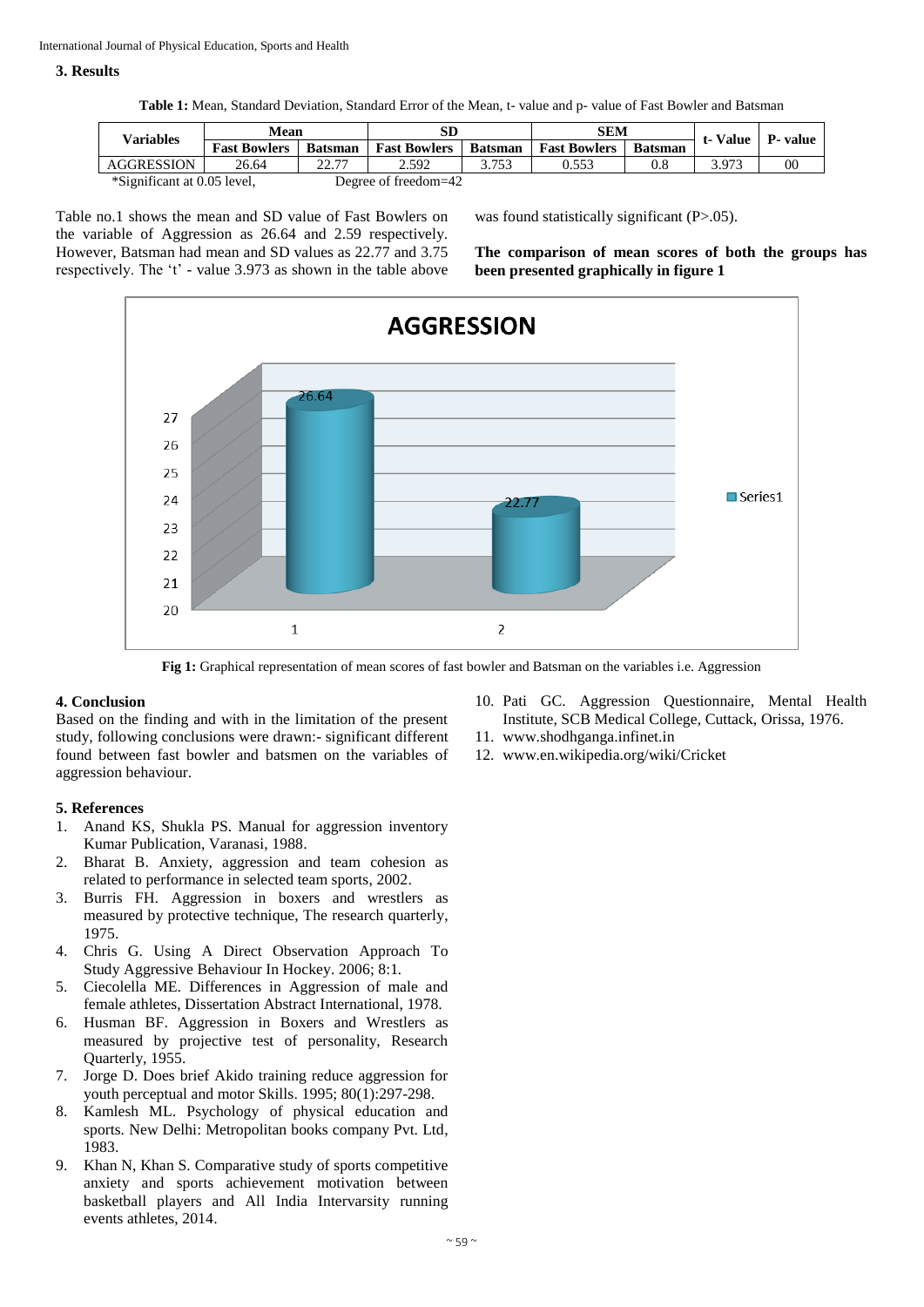## 3. Results

**Table 1:** Mean, Standard Deviation, Standard Error of the Mean, t- value and p- value of Fast Bowler and Batsman

| Variables | Mean | | SD | | SEM | | t- Value | P- value |
|---|---|---|---|---|---|---|---|---|
| | Fast Bowlers | Batsman | Fast Bowlers | Batsman | Fast Bowlers | Batsman | | |
| AGGRESSION | 26.64 | 22.77 | 2.592 | 3.753 | 0.553 | 0.8 | 3.973 | 00 |

*Significant at 0.05 level, Degree of freedom=42

Table no.1 shows the mean and SD value of Fast Bowlers on the variable of Aggression as 26.64 and 2.59 respectively. However, Batsman had mean and SD values as 22.77 and 3.75 respectively. The 't' - value 3.973 as shown in the table above was found statistically significant ($P > .05$).

**The comparison of mean scores of both the groups has been presented graphically in figure 1**

AGGRESSION

26.64

22.77

27
26
25
24
23
22
21
20

1
2

Series1

**Fig 1:** Graphical representation of mean scores of fast bowler and Batsman on the variables i.e. Aggression

## 4. Conclusion

Based on the finding and with in the limitation of the present study, following conclusions were drawn:- significant different found between fast bowler and batsmen on the variables of aggression behaviour.

## 5. References

1. Anand KS, Shukla PS. Manual for aggression inventory Kumar Publication, Varanasi, 1988.
2. Bharat B. Anxiety, aggression and team cohesion as related to performance in selected team sports, 2002.
3. Burris FH. Aggression in boxers and wrestlers as measured by protective technique, The research quarterly, 1975.
4. Chris G. Using A Direct Observation Approach To Study Aggressive Behaviour In Hockey. 2006; 8:1.
5. Ciecolella ME. Differences in Aggression of male and female athletes, Dissertation Abstract International, 1978.
6. Husman BF. Aggression in Boxers and Wrestlers as measured by projective test of personality, Research Quarterly, 1955.
7. Jorge D. Does brief Akido training reduce aggression for youth perceptual and motor Skills. 1995; 80(1):297-298.
8. Kamlesh ML. Psychology of physical education and sports. New Delhi: Metropolitan books company Pvt. Ltd, 1983.
9. Khan N, Khan S. Comparative study of sports competitive anxiety and sports achievement motivation between basketball players and All India Intervarsity running events athletes, 2014.
10. Pati GC. Aggression Questionnaire, Mental Health Institute, SCB Medical College, Cuttack, Orissa, 1976.
11. www.shodhganga.infinet.in
12. www.en.wikipedia.org/wiki/Cricket